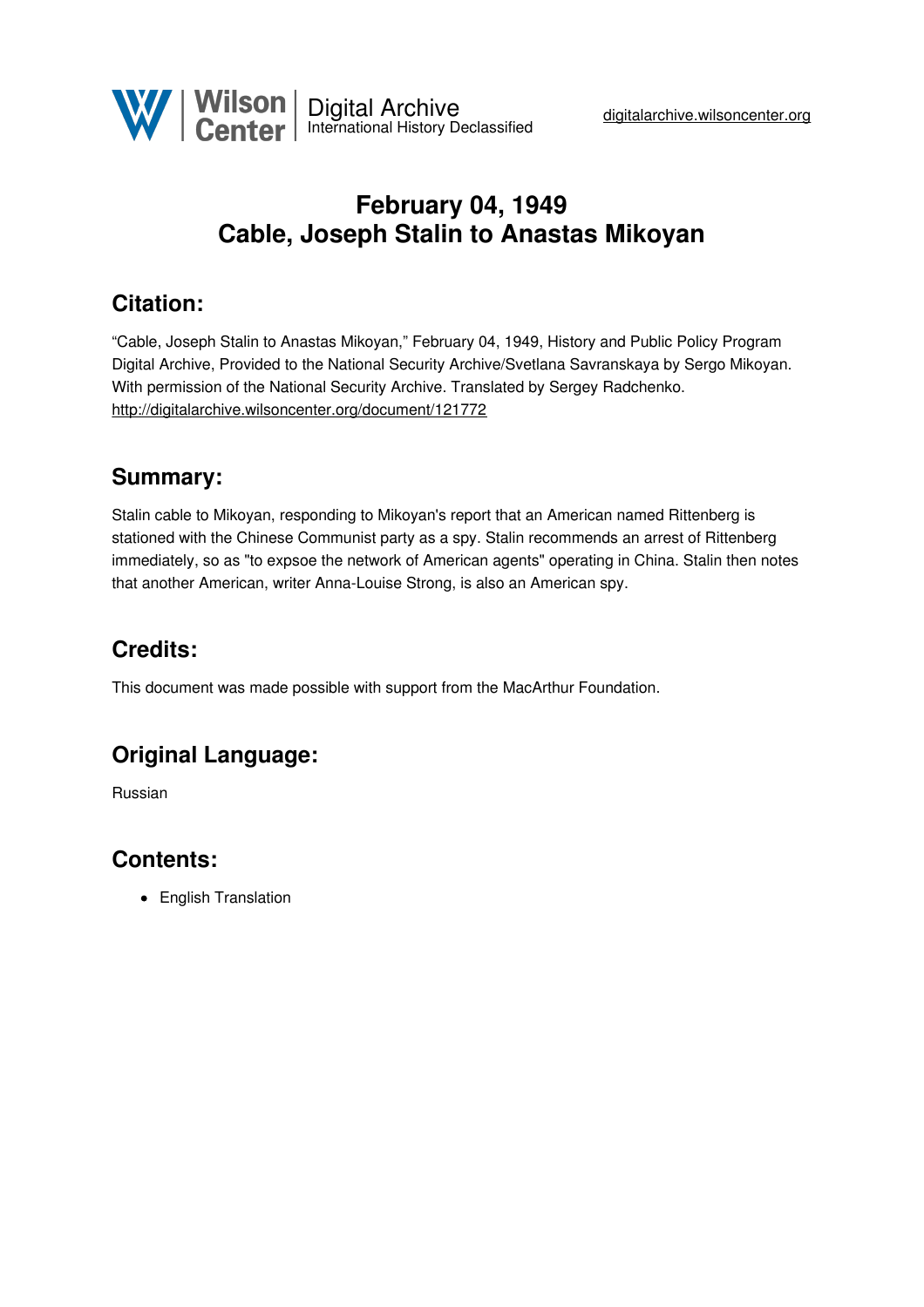# February 04, 1949
# Cable, Joseph Stalin to Anastas Mikoyan

## Citation:

"Cable, Joseph Stalin to Anastas Mikoyan," February 04, 1949, History and Public Policy Program Digital Archive, Provided to the National Security Archive/Svetlana Savranskaya by Sergo Mikoyan. With permission of the National Security Archive. Translated by Sergey Radchenko.
http://digitalarchive.wilsoncenter.org/document/121772

## Summary:

Stalin cable to Mikoyan, responding to Mikoyan's report that an American named Rittenberg is stationed with the Chinese Communist party as a spy. Stalin recommends an arrest of Rittenberg immediately, so as "to expsoe the network of American agents" operating in China. Stalin then notes that another American, writer Anna-Louise Strong, is also an American spy.

## Credits:

This document was made possible with support from the MacArthur Foundation.

## Original Language:

Russian

## Contents:

- English Translation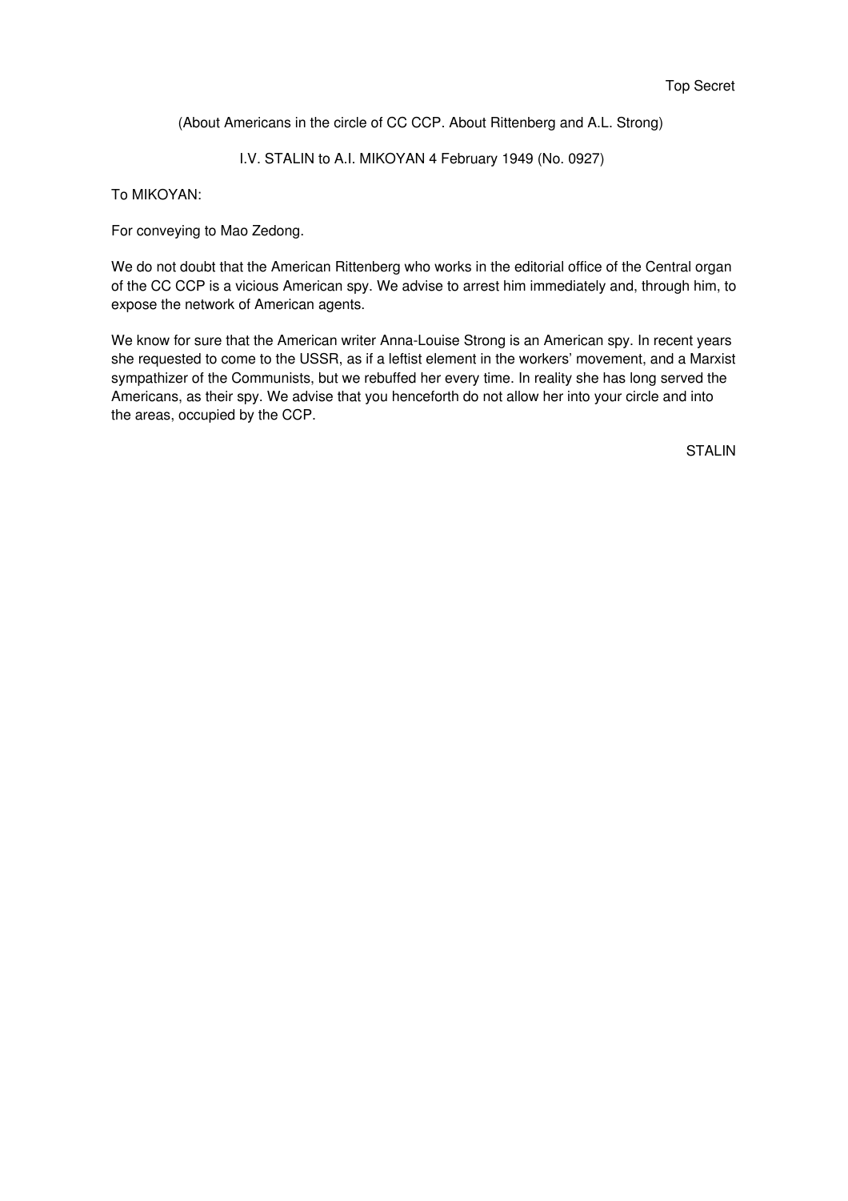Top Secret

(About Americans in the circle of CC CCP. About Rittenberg and A.L. Strong)

I.V. STALIN to A.I. MIKOYAN 4 February 1949 (No. 0927)

To MIKOYAN:

For conveying to Mao Zedong.

We do not doubt that the American Rittenberg who works in the editorial office of the Central organ of the CC CCP is a vicious American spy. We advise to arrest him immediately and, through him, to expose the network of American agents.

We know for sure that the American writer Anna-Louise Strong is an American spy. In recent years she requested to come to the USSR, as if a leftist element in the workers' movement, and a Marxist sympathizer of the Communists, but we rebuffed her every time. In reality she has long served the Americans, as their spy. We advise that you henceforth do not allow her into your circle and into the areas, occupied by the CCP.

STALIN